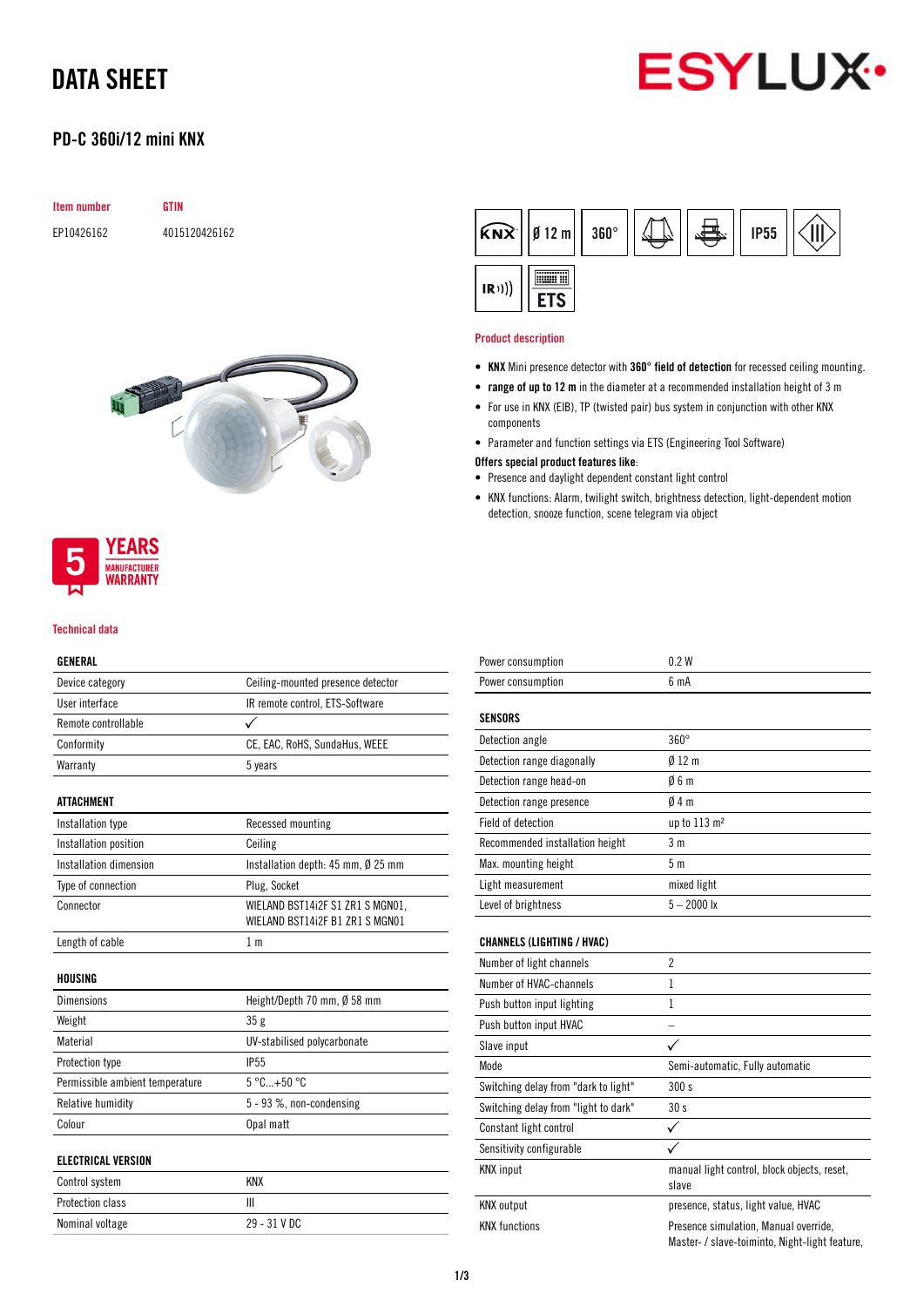# DATA SHEET

## PD-C 360i/12 mini KNX

| Item number | GTIN |
|---|---|
| EP10426162 | 4015120426162 |

KNX | Ø 12 m | 360° | IP55 | IR | ETS

5 YEARS MANUFACTURER WARRANTY

### Product description

- **KNX** Mini presence detector with **360° field of detection** for recessed ceiling mounting.
- **range of up to 12 m** in the diameter at a recommended installation height of 3 m
- For use in KNX (EIB), TP (twisted pair) bus system in conjunction with other KNX components
- Parameter and function settings via ETS (Engineering Tool Software)

**Offers special product features like:**

- Presence and daylight dependent constant light control
- KNX functions: Alarm, twilight switch, brightness detection, light-dependent motion detection, snooze function, scene telegram via object

### Technical data

| GENERAL | |
|---|---|
| Device category | Ceiling-mounted presence detector |
| User interface | IR remote control, ETS-Software |
| Remote controllable | ✓ |
| Conformity | CE, EAC, RoHS, SundaHus, WEEE |
| Warranty | 5 years |

| ATTACHMENT | |
|---|---|
| Installation type | Recessed mounting |
| Installation position | Ceiling |
| Installation dimension | Installation depth: 45 mm, Ø 25 mm |
| Type of connection | Plug, Socket |
| Connector | WIELAND BST14i2F S1 ZR1 S MGN01, WIELAND BST14i2F B1 ZR1 S MGN01 |
| Length of cable | 1 m |

| HOUSING | |
|---|---|
| Dimensions | Height/Depth 70 mm, Ø 58 mm |
| Weight | 35 g |
| Material | UV-stabilised polycarbonate |
| Protection type | IP55 |
| Permissible ambient temperature | 5 °C...+50 °C |
| Relative humidity | 5 - 93 %, non-condensing |
| Colour | Opal matt |

| ELECTRICAL VERSION | |
|---|---|
| Control system | KNX |
| Protection class | III |
| Nominal voltage | 29 - 31 V DC |
| Power consumption | 0.2 W |
| Power consumption | 6 mA |

| SENSORS | |
|---|---|
| Detection angle | 360° |
| Detection range diagonally | Ø 12 m |
| Detection range head-on | Ø 6 m |
| Detection range presence | Ø 4 m |
| Field of detection | up to 113 m² |
| Recommended installation height | 3 m |
| Max. mounting height | 5 m |
| Light measurement | mixed light |
| Level of brightness | 5 – 2000 lx |

| CHANNELS (LIGHTING / HVAC) | |
|---|---|
| Number of light channels | 2 |
| Number of HVAC-channels | 1 |
| Push button input lighting | 1 |
| Push button input HVAC | – |
| Slave input | ✓ |
| Mode | Semi-automatic, Fully automatic |
| Switching delay from "dark to light" | 300 s |
| Switching delay from "light to dark" | 30 s |
| Constant light control | ✓ |
| Sensitivity configurable | ✓ |
| KNX input | manual light control, block objects, reset, slave |
| KNX output | presence, status, light value, HVAC |
| KNX functions | Presence simulation, Manual override, Master- / slave-toiminto, Night-light feature, |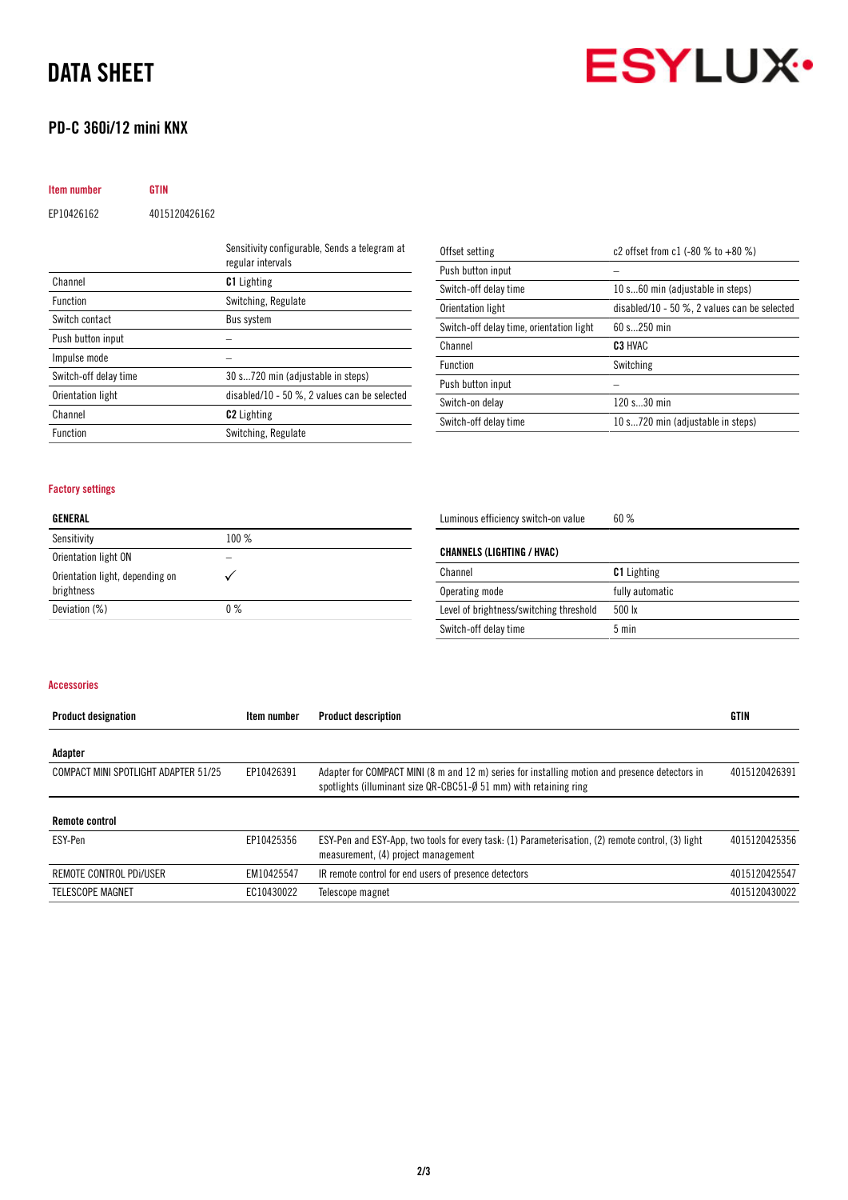# DATA SHEET

## PD-C 360i/12 mini KNX

| Item number | GTIN |
|---|---|
| EP10426162 | 4015120426162 |

| | |
|---|---|
| | Sensitivity configurable, Sends a telegram at regular intervals |
| Channel | **C1** Lighting |
| Function | Switching, Regulate |
| Switch contact | Bus system |
| Push button input | – |
| Impulse mode | – |
| Switch-off delay time | 30 s...720 min (adjustable in steps) |
| Orientation light | disabled/10 - 50 %, 2 values can be selected |
| Channel | **C2** Lighting |
| Function | Switching, Regulate |
| Offset setting | c2 offset from c1 (-80 % to +80 %) |
| Push button input | – |
| Switch-off delay time | 10 s...60 min (adjustable in steps) |
| Orientation light | disabled/10 - 50 %, 2 values can be selected |
| Switch-off delay time, orientation light | 60 s...250 min |
| Channel | **C3** HVAC |
| Function | Switching |
| Push button input | – |
| Switch-on delay | 120 s...30 min |
| Switch-off delay time | 10 s...720 min (adjustable in steps) |

### Factory settings

| GENERAL | |
|---|---|
| Sensitivity | 100 % |
| Orientation light ON | – |
| Orientation light, depending on brightness | ✓ |
| Deviation (%) | 0 % |
| Luminous efficiency switch-on value | 60 % |

| CHANNELS (LIGHTING / HVAC) | |
|---|---|
| Channel | **C1** Lighting |
| Operating mode | fully automatic |
| Level of brightness/switching threshold | 500 lx |
| Switch-off delay time | 5 min |

### Accessories

| Product designation | Item number | Product description | GTIN |
|---|---|---|---|
| **Adapter** | | | |
| COMPACT MINI SPOTLIGHT ADAPTER 51/25 | EP10426391 | Adapter for COMPACT MINI (8 m and 12 m) series for installing motion and presence detectors in spotlights (illuminant size QR-CBC51-Ø 51 mm) with retaining ring | 4015120426391 |
| **Remote control** | | | |
| ESY-Pen | EP10425356 | ESY-Pen and ESY-App, two tools for every task: (1) Parameterisation, (2) remote control, (3) light measurement, (4) project management | 4015120425356 |
| REMOTE CONTROL PDi/USER | EM10425547 | IR remote control for end users of presence detectors | 4015120425547 |
| TELESCOPE MAGNET | EC10430022 | Telescope magnet | 4015120430022 |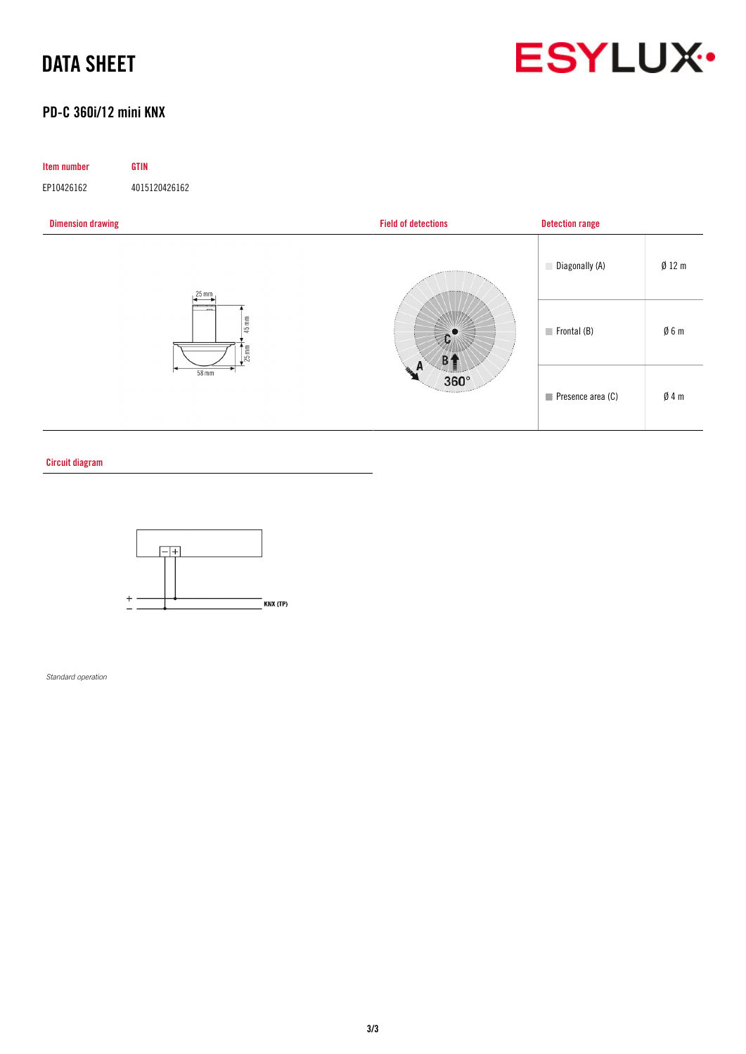# DATA SHEET

## PD-C 360i/12 mini KNX

| Item number | GTIN |
|---|---|
| EP10426162 | 4015120426162 |

### Dimension drawing

25 mm
45 mm
25 mm
58 mm

### Field of detections

C
B
A
360°

### Detection range

| | |
|---|---|
| Diagonally (A) | Ø 12 m |
| Frontal (B) | Ø 6 m |
| Presence area (C) | Ø 4 m |

### Circuit diagram

+
–
KNX (TP)

*Standard operation*